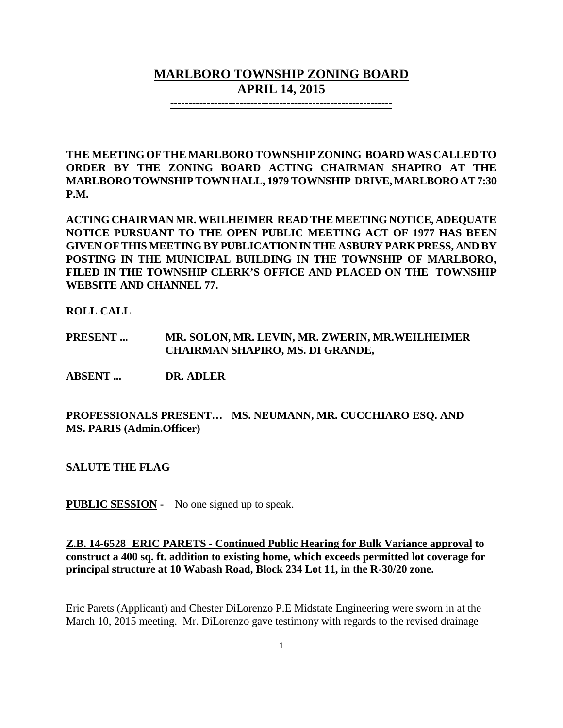# MARLBORO TOWNSHIP ZONING BOARD
## APRIL 14, 2015

---

**THE MEETING OF THE MARLBORO TOWNSHIP ZONING BOARD WAS CALLED TO ORDER BY THE ZONING BOARD ACTING CHAIRMAN SHAPIRO AT THE MARLBORO TOWNSHIP TOWN HALL, 1979 TOWNSHIP DRIVE, MARLBORO AT 7:30 P.M.**

**ACTING CHAIRMAN MR. WEILHEIMER READ THE MEETING NOTICE, ADEQUATE NOTICE PURSUANT TO THE OPEN PUBLIC MEETING ACT OF 1977 HAS BEEN GIVEN OF THIS MEETING BY PUBLICATION IN THE ASBURY PARK PRESS, AND BY POSTING IN THE MUNICIPAL BUILDING IN THE TOWNSHIP OF MARLBORO, FILED IN THE TOWNSHIP CLERK'S OFFICE AND PLACED ON THE TOWNSHIP WEBSITE AND CHANNEL 77.**

**ROLL CALL**

**PRESENT ...** **MR. SOLON, MR. LEVIN, MR. ZWERIN, MR.WEILHEIMER CHAIRMAN SHAPIRO, MS. DI GRANDE,**

**ABSENT ...** **DR. ADLER**

**PROFESSIONALS PRESENT… MS. NEUMANN, MR. CUCCHIARO ESQ. AND MS. PARIS (Admin.Officer)**

**SALUTE THE FLAG**

**PUBLIC SESSION -** No one signed up to speak.

**Z.B. 14-6528 ERIC PARETS - Continued Public Hearing for Bulk Variance approval to construct a 400 sq. ft. addition to existing home, which exceeds permitted lot coverage for principal structure at 10 Wabash Road, Block 234 Lot 11, in the R-30/20 zone.**

Eric Parets (Applicant) and Chester DiLorenzo P.E Midstate Engineering were sworn in at the March 10, 2015 meeting. Mr. DiLorenzo gave testimony with regards to the revised drainage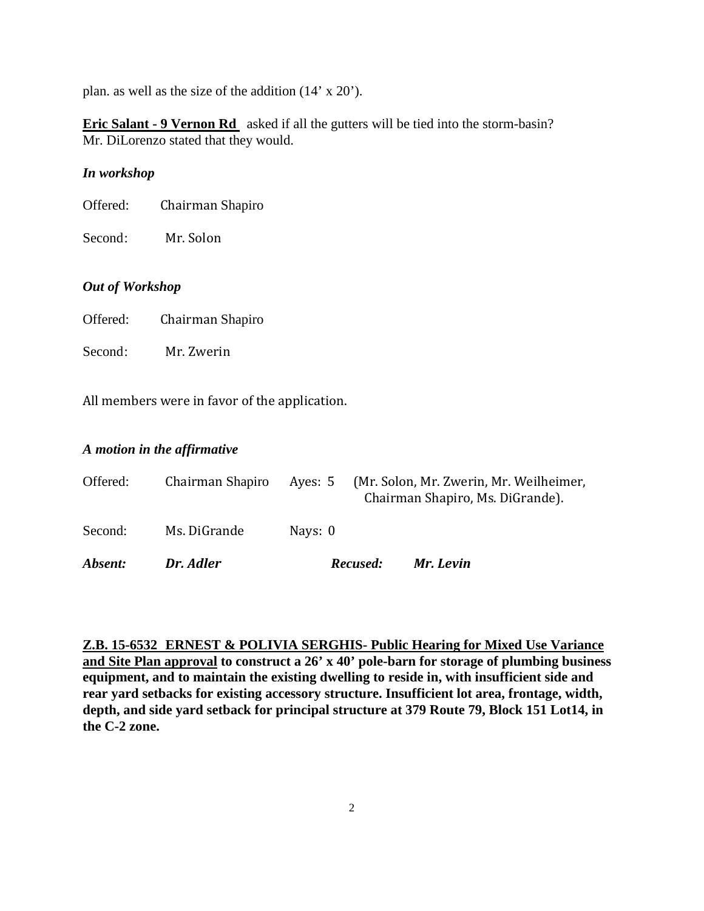plan. as well as the size of the addition (14' x 20').

**Eric Salant - 9 Vernon Rd** asked if all the gutters will be tied into the storm-basin? Mr. DiLorenzo stated that they would.

***In workshop***

Offered: Chairman Shapiro

Second: Mr. Solon

***Out of Workshop***

Offered: Chairman Shapiro

Second: Mr. Zwerin

All members were in favor of the application.

***A motion in the affirmative***

| | | | |
|---|---|---|---|
| Offered: | Chairman Shapiro | Ayes: 5 | (Mr. Solon, Mr. Zwerin, Mr. Weilheimer, Chairman Shapiro, Ms. DiGrande). |
| Second: | Ms. DiGrande | Nays: 0 | |
| ***Absent:*** | ***Dr. Adler*** | ***Recused:*** | ***Mr. Levin*** |

**Z.B. 15-6532 ERNEST & POLIVIA SERGHIS- Public Hearing for Mixed Use Variance and Site Plan approval to construct a 26' x 40' pole-barn for storage of plumbing business equipment, and to maintain the existing dwelling to reside in, with insufficient side and rear yard setbacks for existing accessory structure. Insufficient lot area, frontage, width, depth, and side yard setback for principal structure at 379 Route 79, Block 151 Lot14, in the C-2 zone.**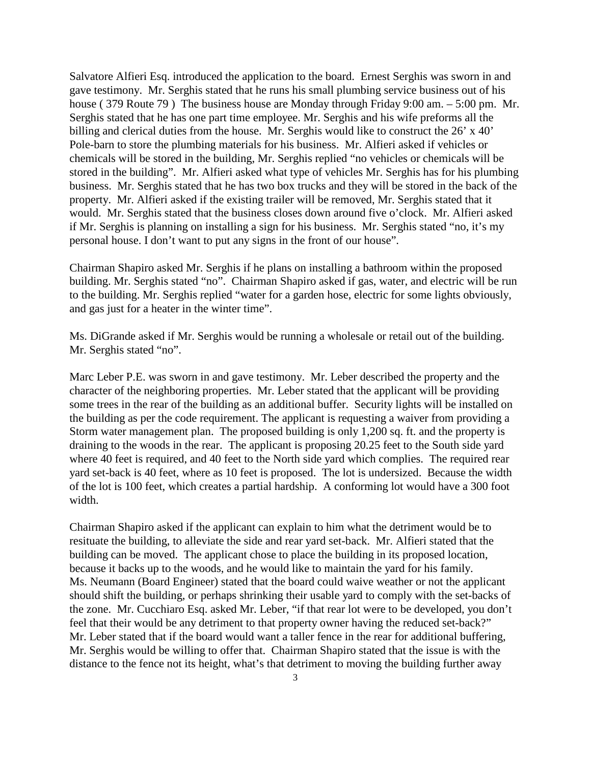Salvatore Alfieri Esq. introduced the application to the board. Ernest Serghis was sworn in and gave testimony. Mr. Serghis stated that he runs his small plumbing service business out of his house ( 379 Route 79 ) The business house are Monday through Friday 9:00 am. – 5:00 pm. Mr. Serghis stated that he has one part time employee. Mr. Serghis and his wife preforms all the billing and clerical duties from the house. Mr. Serghis would like to construct the 26' x 40' Pole-barn to store the plumbing materials for his business. Mr. Alfieri asked if vehicles or chemicals will be stored in the building, Mr. Serghis replied "no vehicles or chemicals will be stored in the building". Mr. Alfieri asked what type of vehicles Mr. Serghis has for his plumbing business. Mr. Serghis stated that he has two box trucks and they will be stored in the back of the property. Mr. Alfieri asked if the existing trailer will be removed, Mr. Serghis stated that it would. Mr. Serghis stated that the business closes down around five o'clock. Mr. Alfieri asked if Mr. Serghis is planning on installing a sign for his business. Mr. Serghis stated "no, it's my personal house. I don't want to put any signs in the front of our house".

Chairman Shapiro asked Mr. Serghis if he plans on installing a bathroom within the proposed building. Mr. Serghis stated "no". Chairman Shapiro asked if gas, water, and electric will be run to the building. Mr. Serghis replied "water for a garden hose, electric for some lights obviously, and gas just for a heater in the winter time".

Ms. DiGrande asked if Mr. Serghis would be running a wholesale or retail out of the building. Mr. Serghis stated "no".

Marc Leber P.E. was sworn in and gave testimony. Mr. Leber described the property and the character of the neighboring properties. Mr. Leber stated that the applicant will be providing some trees in the rear of the building as an additional buffer. Security lights will be installed on the building as per the code requirement. The applicant is requesting a waiver from providing a Storm water management plan. The proposed building is only 1,200 sq. ft. and the property is draining to the woods in the rear. The applicant is proposing 20.25 feet to the South side yard where 40 feet is required, and 40 feet to the North side yard which complies. The required rear yard set-back is 40 feet, where as 10 feet is proposed. The lot is undersized. Because the width of the lot is 100 feet, which creates a partial hardship. A conforming lot would have a 300 foot width.

Chairman Shapiro asked if the applicant can explain to him what the detriment would be to resituate the building, to alleviate the side and rear yard set-back. Mr. Alfieri stated that the building can be moved. The applicant chose to place the building in its proposed location, because it backs up to the woods, and he would like to maintain the yard for his family. Ms. Neumann (Board Engineer) stated that the board could waive weather or not the applicant should shift the building, or perhaps shrinking their usable yard to comply with the set-backs of the zone. Mr. Cucchiaro Esq. asked Mr. Leber, "if that rear lot were to be developed, you don't feel that their would be any detriment to that property owner having the reduced set-back?" Mr. Leber stated that if the board would want a taller fence in the rear for additional buffering, Mr. Serghis would be willing to offer that. Chairman Shapiro stated that the issue is with the distance to the fence not its height, what's that detriment to moving the building further away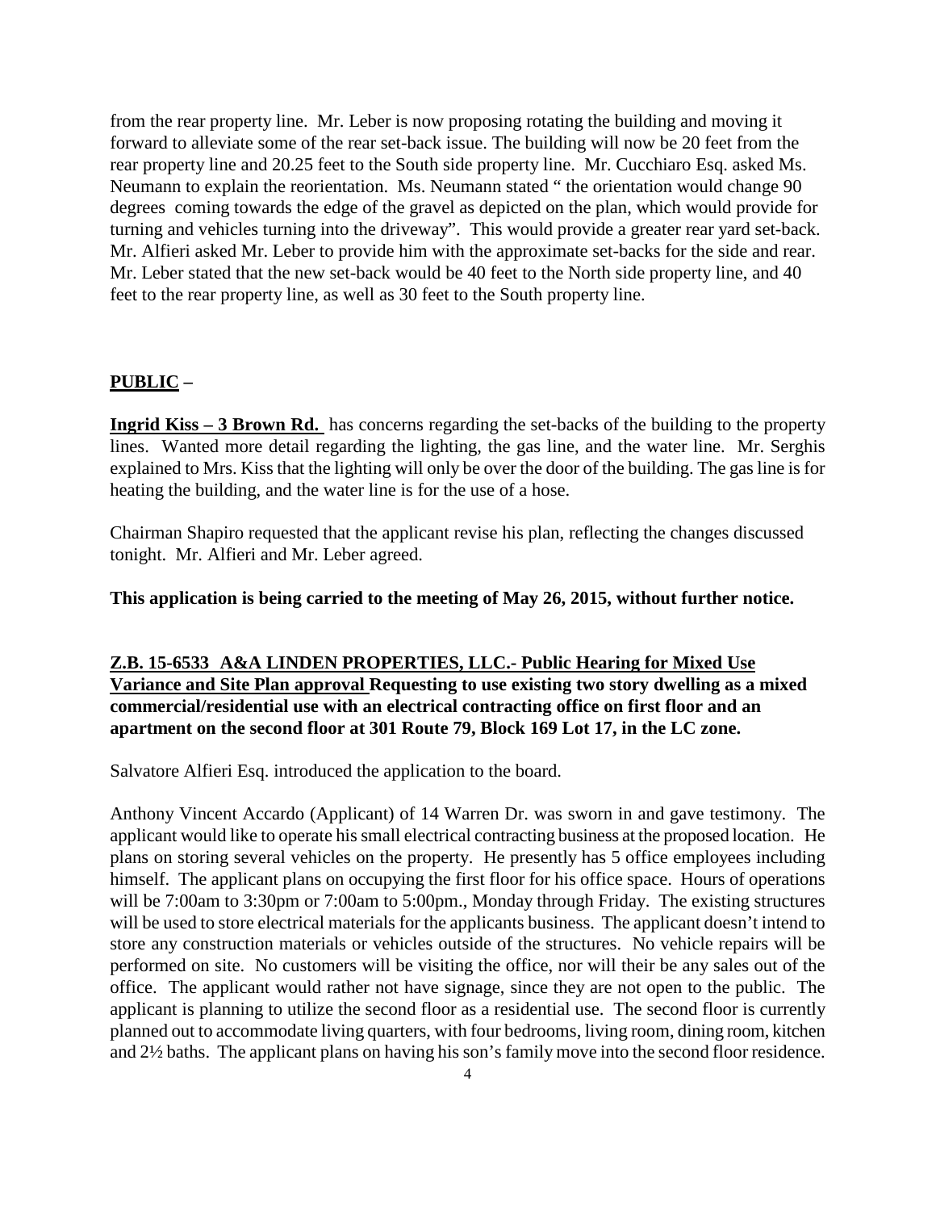from the rear property line. Mr. Leber is now proposing rotating the building and moving it forward to alleviate some of the rear set-back issue. The building will now be 20 feet from the rear property line and 20.25 feet to the South side property line. Mr. Cucchiaro Esq. asked Ms. Neumann to explain the reorientation. Ms. Neumann stated " the orientation would change 90 degrees coming towards the edge of the gravel as depicted on the plan, which would provide for turning and vehicles turning into the driveway". This would provide a greater rear yard set-back. Mr. Alfieri asked Mr. Leber to provide him with the approximate set-backs for the side and rear. Mr. Leber stated that the new set-back would be 40 feet to the North side property line, and 40 feet to the rear property line, as well as 30 feet to the South property line.

**PUBLIC –**

**Ingrid Kiss – 3 Brown Rd.** has concerns regarding the set-backs of the building to the property lines. Wanted more detail regarding the lighting, the gas line, and the water line. Mr. Serghis explained to Mrs. Kiss that the lighting will only be over the door of the building. The gas line is for heating the building, and the water line is for the use of a hose.

Chairman Shapiro requested that the applicant revise his plan, reflecting the changes discussed tonight. Mr. Alfieri and Mr. Leber agreed.

**This application is being carried to the meeting of May 26, 2015, without further notice.**

**Z.B. 15-6533 A&A LINDEN PROPERTIES, LLC.- Public Hearing for Mixed Use Variance and Site Plan approval Requesting to use existing two story dwelling as a mixed commercial/residential use with an electrical contracting office on first floor and an apartment on the second floor at 301 Route 79, Block 169 Lot 17, in the LC zone.**

Salvatore Alfieri Esq. introduced the application to the board.

Anthony Vincent Accardo (Applicant) of 14 Warren Dr. was sworn in and gave testimony. The applicant would like to operate his small electrical contracting business at the proposed location. He plans on storing several vehicles on the property. He presently has 5 office employees including himself. The applicant plans on occupying the first floor for his office space. Hours of operations will be 7:00am to 3:30pm or 7:00am to 5:00pm., Monday through Friday. The existing structures will be used to store electrical materials for the applicants business. The applicant doesn't intend to store any construction materials or vehicles outside of the structures. No vehicle repairs will be performed on site. No customers will be visiting the office, nor will their be any sales out of the office. The applicant would rather not have signage, since they are not open to the public. The applicant is planning to utilize the second floor as a residential use. The second floor is currently planned out to accommodate living quarters, with four bedrooms, living room, dining room, kitchen and 2½ baths. The applicant plans on having his son's family move into the second floor residence.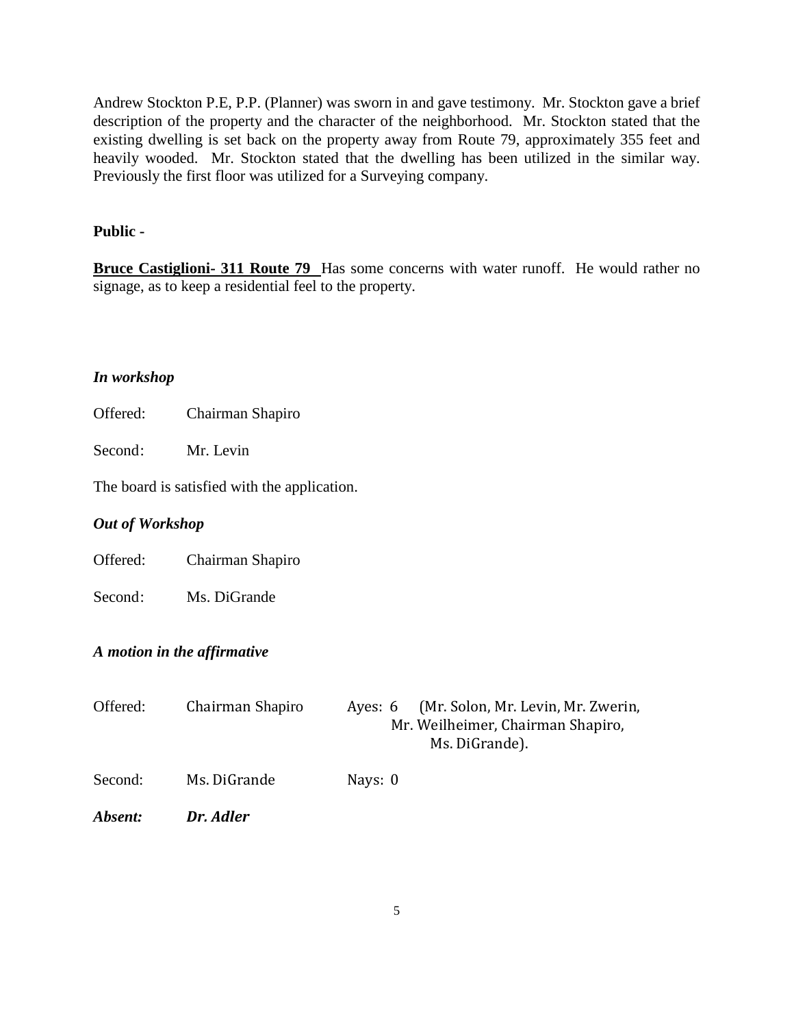Andrew Stockton P.E, P.P. (Planner) was sworn in and gave testimony. Mr. Stockton gave a brief description of the property and the character of the neighborhood. Mr. Stockton stated that the existing dwelling is set back on the property away from Route 79, approximately 355 feet and heavily wooded. Mr. Stockton stated that the dwelling has been utilized in the similar way. Previously the first floor was utilized for a Surveying company.

**Public -**

**Bruce Castiglioni- 311 Route 79** Has some concerns with water runoff. He would rather no signage, as to keep a residential feel to the property.

***In workshop***

Offered: Chairman Shapiro

Second: Mr. Levin

The board is satisfied with the application.

***Out of Workshop***

Offered: Chairman Shapiro

Second: Ms. DiGrande

***A motion in the affirmative***

| | | |
|---|---|---|
| Offered: | Chairman Shapiro | Ayes: 6 (Mr. Solon, Mr. Levin, Mr. Zwerin, Mr. Weilheimer, Chairman Shapiro, Ms. DiGrande). |
| Second: | Ms. DiGrande | Nays: 0 |
| ***Absent:*** | ***Dr. Adler*** | |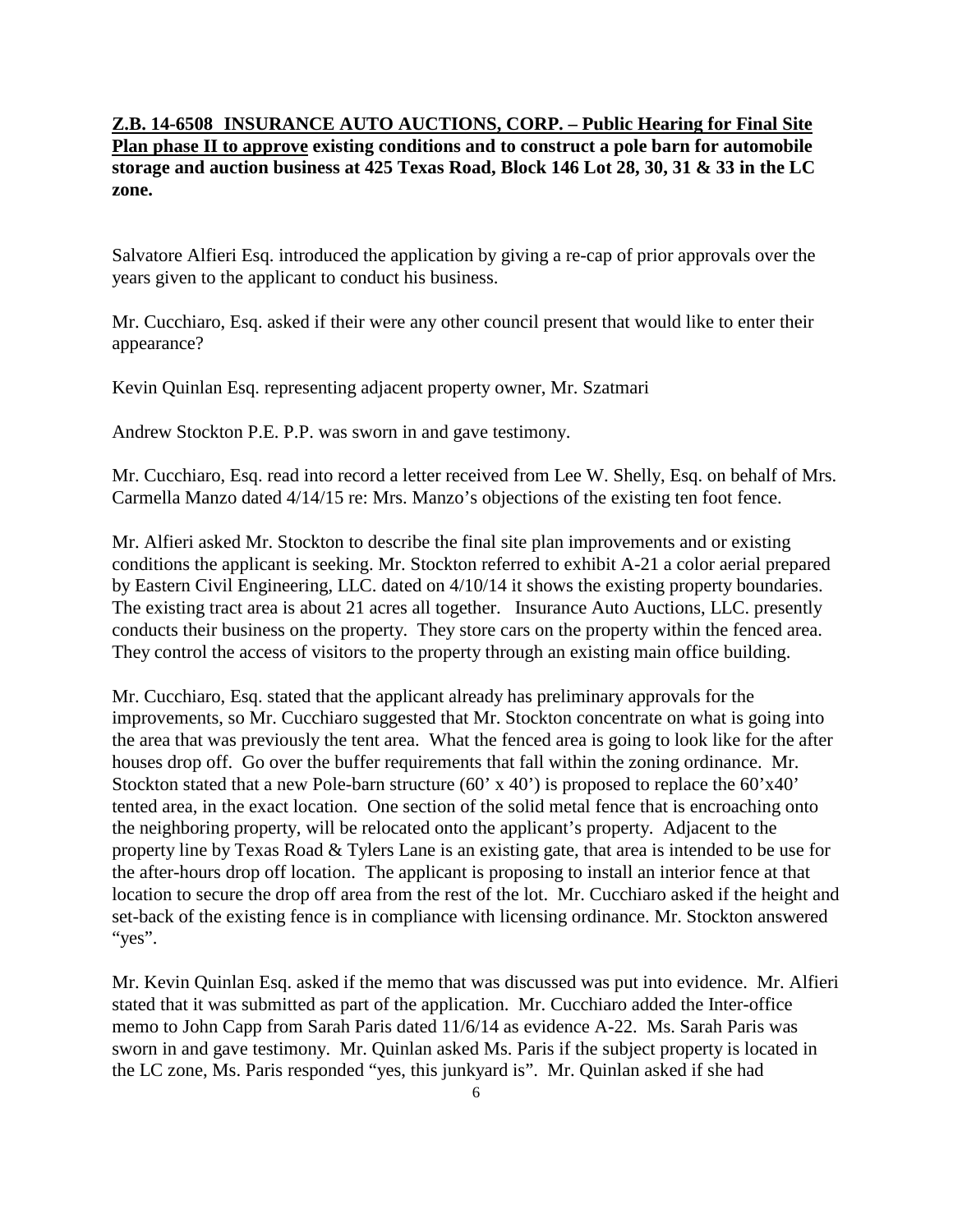**Z.B. 14-6508 INSURANCE AUTO AUCTIONS, CORP. – Public Hearing for Final Site Plan phase II to approve existing conditions and to construct a pole barn for automobile storage and auction business at 425 Texas Road, Block 146 Lot 28, 30, 31 & 33 in the LC zone.**

Salvatore Alfieri Esq. introduced the application by giving a re-cap of prior approvals over the years given to the applicant to conduct his business.

Mr. Cucchiaro, Esq. asked if their were any other council present that would like to enter their appearance?

Kevin Quinlan Esq. representing adjacent property owner, Mr. Szatmari

Andrew Stockton P.E. P.P. was sworn in and gave testimony.

Mr. Cucchiaro, Esq. read into record a letter received from Lee W. Shelly, Esq. on behalf of Mrs. Carmella Manzo dated 4/14/15 re: Mrs. Manzo's objections of the existing ten foot fence.

Mr. Alfieri asked Mr. Stockton to describe the final site plan improvements and or existing conditions the applicant is seeking. Mr. Stockton referred to exhibit A-21 a color aerial prepared by Eastern Civil Engineering, LLC. dated on 4/10/14 it shows the existing property boundaries. The existing tract area is about 21 acres all together. Insurance Auto Auctions, LLC. presently conducts their business on the property. They store cars on the property within the fenced area. They control the access of visitors to the property through an existing main office building.

Mr. Cucchiaro, Esq. stated that the applicant already has preliminary approvals for the improvements, so Mr. Cucchiaro suggested that Mr. Stockton concentrate on what is going into the area that was previously the tent area. What the fenced area is going to look like for the after houses drop off. Go over the buffer requirements that fall within the zoning ordinance. Mr. Stockton stated that a new Pole-barn structure (60' x 40') is proposed to replace the 60'x40' tented area, in the exact location. One section of the solid metal fence that is encroaching onto the neighboring property, will be relocated onto the applicant's property. Adjacent to the property line by Texas Road & Tylers Lane is an existing gate, that area is intended to be use for the after-hours drop off location. The applicant is proposing to install an interior fence at that location to secure the drop off area from the rest of the lot. Mr. Cucchiaro asked if the height and set-back of the existing fence is in compliance with licensing ordinance. Mr. Stockton answered "yes".

Mr. Kevin Quinlan Esq. asked if the memo that was discussed was put into evidence. Mr. Alfieri stated that it was submitted as part of the application. Mr. Cucchiaro added the Inter-office memo to John Capp from Sarah Paris dated 11/6/14 as evidence A-22. Ms. Sarah Paris was sworn in and gave testimony. Mr. Quinlan asked Ms. Paris if the subject property is located in the LC zone, Ms. Paris responded "yes, this junkyard is". Mr. Quinlan asked if she had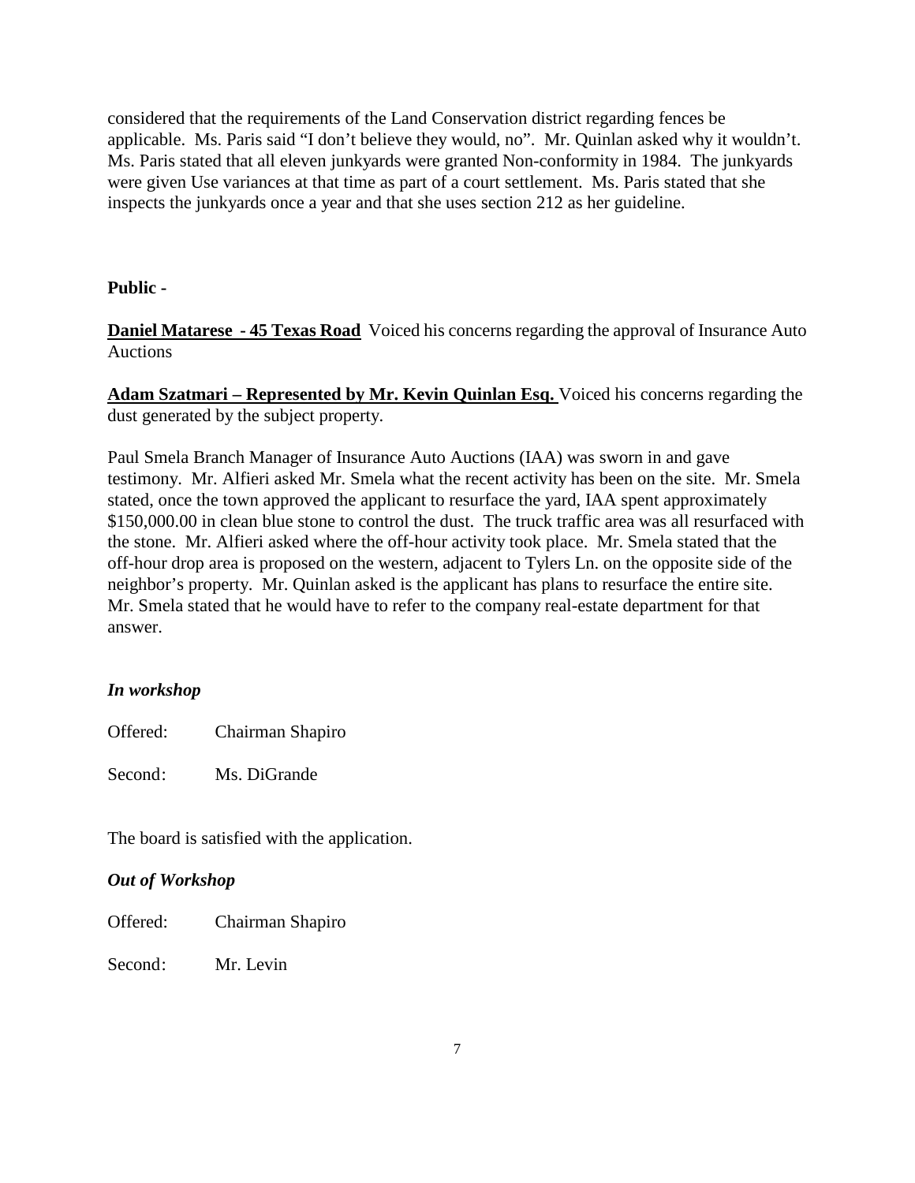considered that the requirements of the Land Conservation district regarding fences be applicable. Ms. Paris said "I don't believe they would, no". Mr. Quinlan asked why it wouldn't. Ms. Paris stated that all eleven junkyards were granted Non-conformity in 1984. The junkyards were given Use variances at that time as part of a court settlement. Ms. Paris stated that she inspects the junkyards once a year and that she uses section 212 as her guideline.

**Public -**

**Daniel Matarese - 45 Texas Road** Voiced his concerns regarding the approval of Insurance Auto Auctions

**Adam Szatmari – Represented by Mr. Kevin Quinlan Esq.** Voiced his concerns regarding the dust generated by the subject property.

Paul Smela Branch Manager of Insurance Auto Auctions (IAA) was sworn in and gave testimony. Mr. Alfieri asked Mr. Smela what the recent activity has been on the site. Mr. Smela stated, once the town approved the applicant to resurface the yard, IAA spent approximately $150,000.00 in clean blue stone to control the dust. The truck traffic area was all resurfaced with the stone. Mr. Alfieri asked where the off-hour activity took place. Mr. Smela stated that the off-hour drop area is proposed on the western, adjacent to Tylers Ln. on the opposite side of the neighbor's property. Mr. Quinlan asked is the applicant has plans to resurface the entire site. Mr. Smela stated that he would have to refer to the company real-estate department for that answer.

***In workshop***

Offered: Chairman Shapiro

Second: Ms. DiGrande

The board is satisfied with the application.

***Out of Workshop***

Offered: Chairman Shapiro

Second: Mr. Levin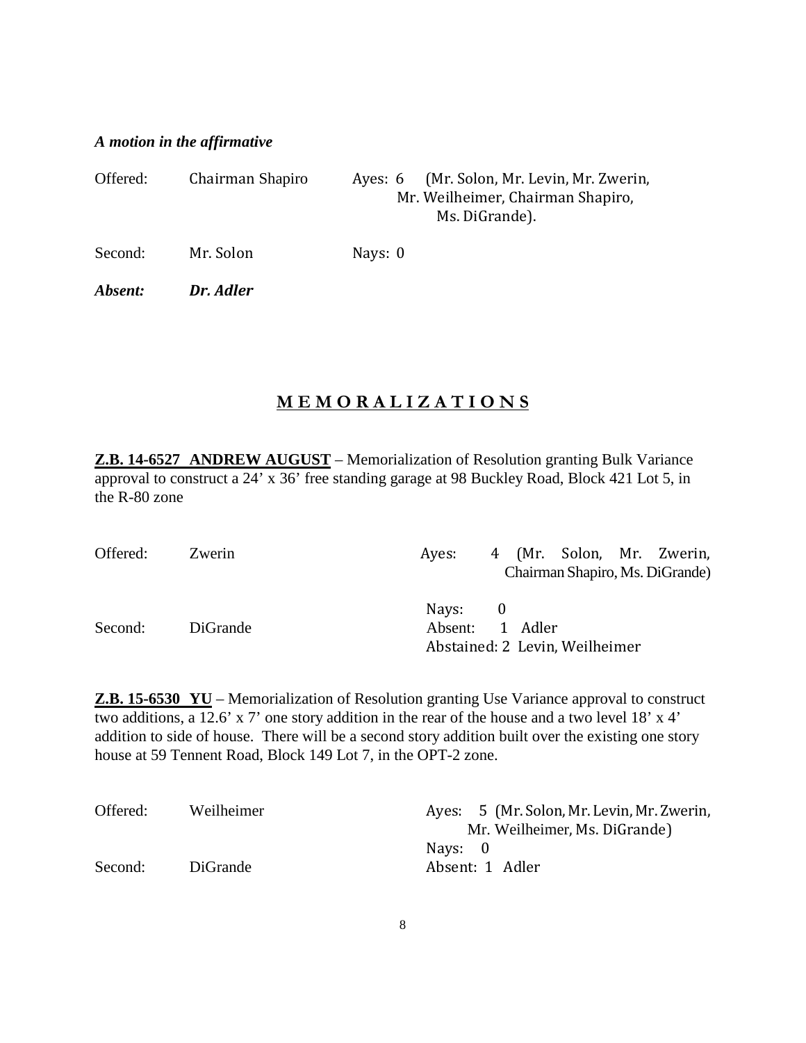***A motion in the affirmative***

| | | |
|---|---|---|
| Offered: | Chairman Shapiro | Ayes: 6 (Mr. Solon, Mr. Levin, Mr. Zwerin, Mr. Weilheimer, Chairman Shapiro, Ms. DiGrande). |
| Second: | Mr. Solon | Nays: 0 |
| ***Absent:*** | ***Dr. Adler*** | |

## M E M O R A L I Z A T I O N S

**Z.B. 14-6527 ANDREW AUGUST** – Memorialization of Resolution granting Bulk Variance approval to construct a 24' x 36' free standing garage at 98 Buckley Road, Block 421 Lot 5, in the R-80 zone

| | | |
|---|---|---|
| Offered: | Zwerin | Ayes: 4 (Mr. Solon, Mr. Zwerin, Chairman Shapiro, Ms. DiGrande) |
| Second: | DiGrande | Nays: 0<br>Absent: 1 Adler<br>Abstained: 2 Levin, Weilheimer |

**Z.B. 15-6530 YU** – Memorialization of Resolution granting Use Variance approval to construct two additions, a 12.6' x 7' one story addition in the rear of the house and a two level 18' x 4' addition to side of house. There will be a second story addition built over the existing one story house at 59 Tennent Road, Block 149 Lot 7, in the OPT-2 zone.

| | | |
|---|---|---|
| Offered: | Weilheimer | Ayes: 5 (Mr. Solon, Mr. Levin, Mr. Zwerin, Mr. Weilheimer, Ms. DiGrande)<br>Nays: 0 |
| Second: | DiGrande | Absent: 1 Adler |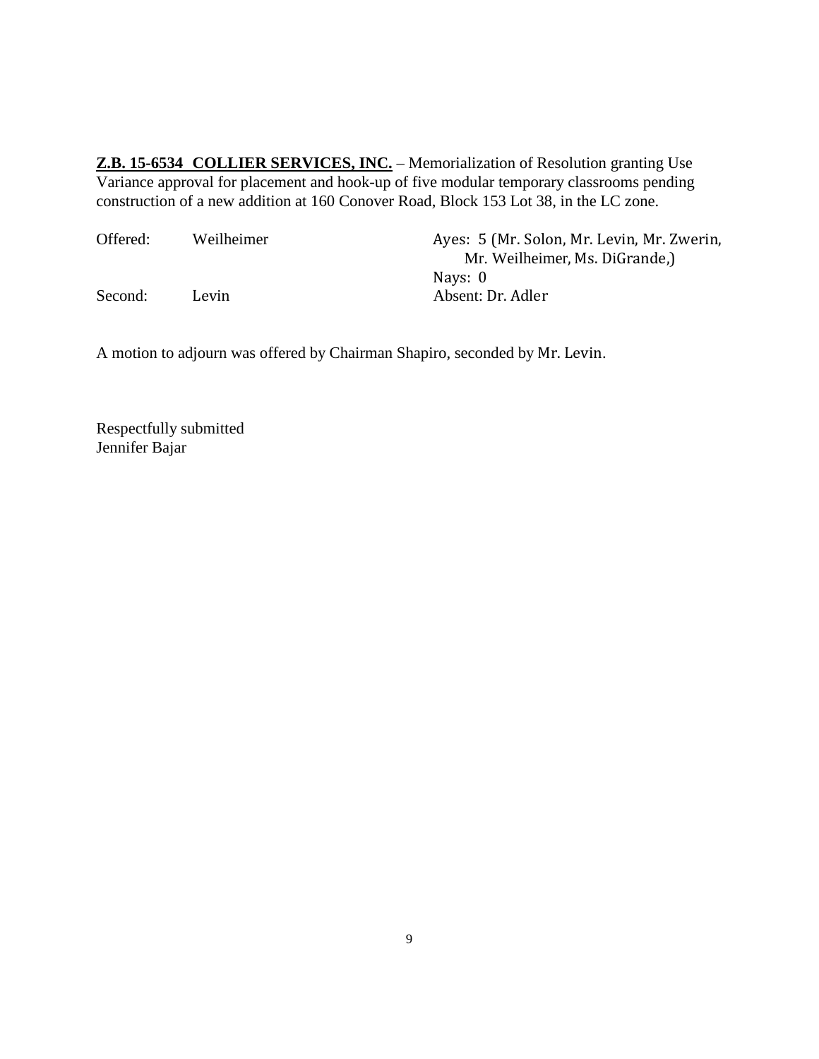**<u>Z.B. 15-6534 COLLIER SERVICES, INC.</u>** – Memorialization of Resolution granting Use Variance approval for placement and hook-up of five modular temporary classrooms pending construction of a new addition at 160 Conover Road, Block 153 Lot 38, in the LC zone.

| | | |
|---|---|---|
| Offered: | Weilheimer | Ayes: 5 (Mr. Solon, Mr. Levin, Mr. Zwerin, Mr. Weilheimer, Ms. DiGrande,) |
| | | Nays: 0 |
| Second: | Levin | Absent: Dr. Adler |

A motion to adjourn was offered by Chairman Shapiro, seconded by Mr. Levin.

Respectfully submitted
Jennifer Bajar